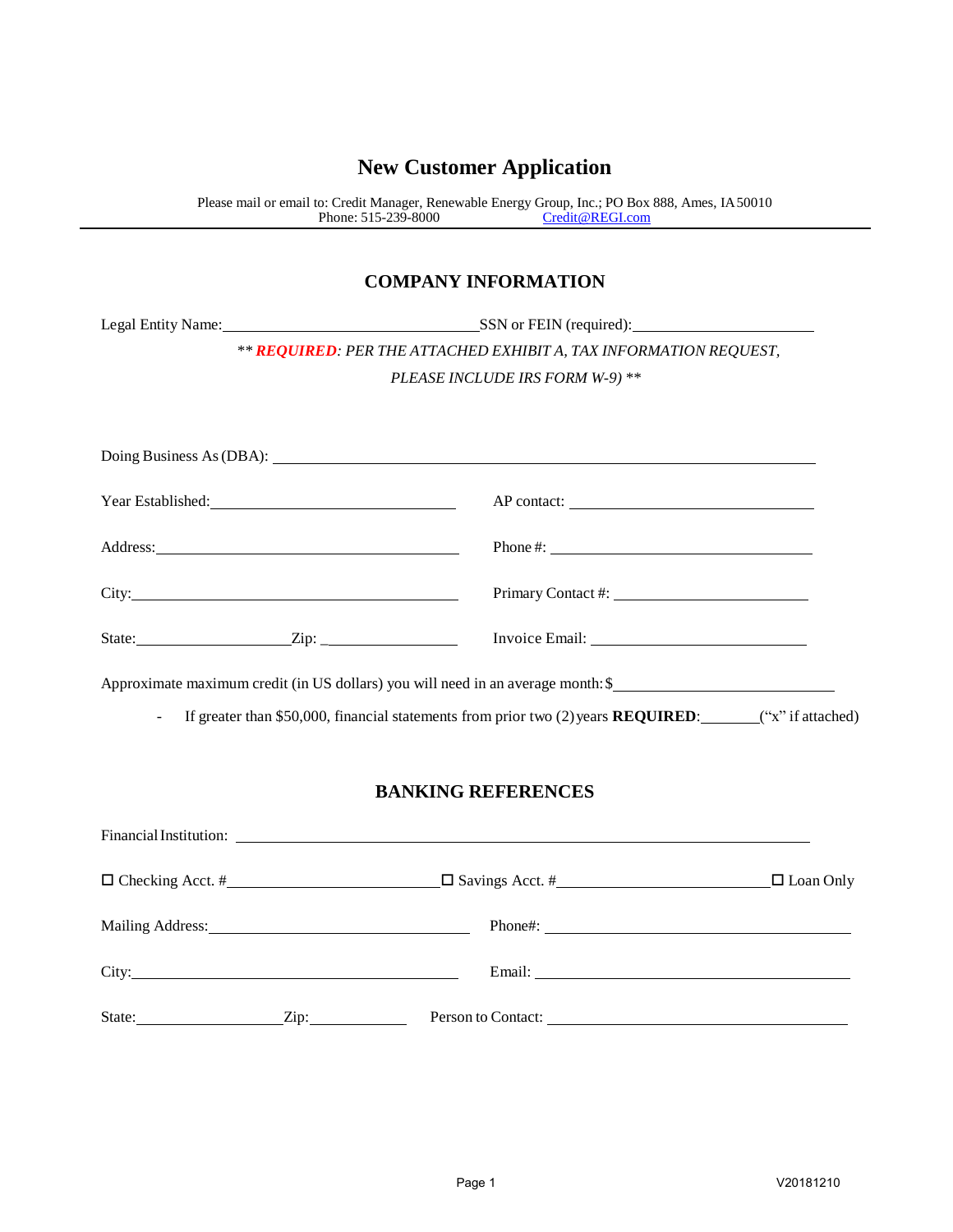# New Customer Application

Please mail or email to: Credit Manager, Renewable Energy Group, Inc.; PO Box 888, Ames, IA 50010
Phone: 515-239-8000 Credit@REGI.com

## COMPANY INFORMATION

Legal Entity Name:\_\_\_\_\_\_\_\_\_\_\_\_\_\_\_\_\_\_\_\_\_\_\_\_\_\_\_\_ SSN or FEIN (required):\_\_\_\_\_\_\_\_\_\_\_\_\_\_\_\_\_\_\_\_

*\*\* **REQUIRED**: PER THE ATTACHED EXHIBIT A, TAX INFORMATION REQUEST, PLEASE INCLUDE IRS FORM W-9) \*\**

Doing Business As (DBA): \_\_\_\_\_\_\_\_\_\_\_\_\_\_\_\_\_\_\_\_\_\_\_\_\_\_\_\_\_\_\_\_\_\_\_\_\_\_\_\_\_\_\_\_\_\_\_\_

Year Established:\_\_\_\_\_\_\_\_\_\_\_\_\_\_\_\_\_\_\_\_\_\_\_\_ AP contact: \_\_\_\_\_\_\_\_\_\_\_\_\_\_\_\_\_\_\_\_\_\_\_\_

Address:\_\_\_\_\_\_\_\_\_\_\_\_\_\_\_\_\_\_\_\_\_\_\_\_\_\_\_\_\_\_ Phone #: \_\_\_\_\_\_\_\_\_\_\_\_\_\_\_\_\_\_\_\_\_\_\_\_\_\_

City:\_\_\_\_\_\_\_\_\_\_\_\_\_\_\_\_\_\_\_\_\_\_\_\_\_\_\_\_\_\_\_\_\_\_ Primary Contact #: \_\_\_\_\_\_\_\_\_\_\_\_\_\_\_\_\_\_\_\_

State:\_\_\_\_\_\_\_\_\_\_\_\_\_\_\_\_Zip: \_\_\_\_\_\_\_\_\_\_\_\_\_\_\_ Invoice Email: \_\_\_\_\_\_\_\_\_\_\_\_\_\_\_\_\_\_\_\_\_\_

Approximate maximum credit (in US dollars) you will need in an average month: $\_\_\_\_\_\_\_\_\_\_\_\_\_\_\_\_\_\_\_\_\_\_

- If greater than $50,000, financial statements from prior two (2) years **REQUIRED**:\_\_\_\_\_\_\_(“x” if attached)

## BANKING REFERENCES

Financial Institution: \_\_\_\_\_\_\_\_\_\_\_\_\_\_\_\_\_\_\_\_\_\_\_\_\_\_\_\_\_\_\_\_\_\_\_\_\_\_\_\_\_\_\_\_\_\_\_\_\_\_\_\_\_\_

☐ Checking Acct. #\_\_\_\_\_\_\_\_\_\_\_\_\_\_\_\_\_\_\_\_\_\_ ☐ Savings Acct. #\_\_\_\_\_\_\_\_\_\_\_\_\_\_\_\_\_\_\_\_\_\_ ☐ Loan Only

Mailing Address:\_\_\_\_\_\_\_\_\_\_\_\_\_\_\_\_\_\_\_\_\_\_\_\_\_\_ Phone#: \_\_\_\_\_\_\_\_\_\_\_\_\_\_\_\_\_\_\_\_\_\_\_\_\_\_\_\_\_\_

City:\_\_\_\_\_\_\_\_\_\_\_\_\_\_\_\_\_\_\_\_\_\_\_\_\_\_\_\_\_\_\_\_\_\_ Email: \_\_\_\_\_\_\_\_\_\_\_\_\_\_\_\_\_\_\_\_\_\_\_\_\_\_\_\_\_\_\_

State:\_\_\_\_\_\_\_\_\_\_\_\_\_\_\_Zip:\_\_\_\_\_\_\_\_\_\_ Person to Contact: \_\_\_\_\_\_\_\_\_\_\_\_\_\_\_\_\_\_\_\_\_\_\_\_\_\_\_\_\_\_

V20181210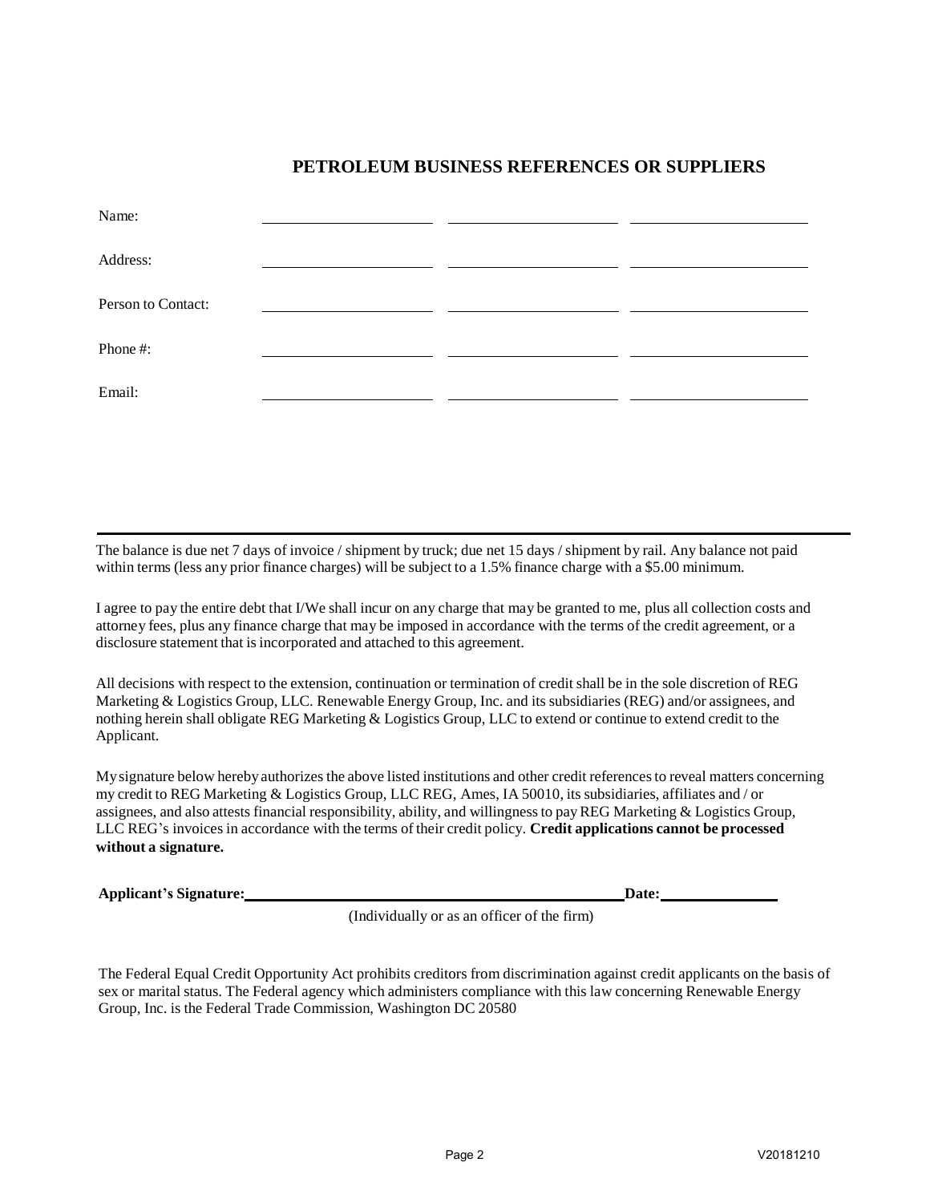## PETROLEUM BUSINESS REFERENCES OR SUPPLIERS

| | | | |
|---|---|---|---|
| Name: | | | |
| Address: | | | |
| Person to Contact: | | | |
| Phone #: | | | |
| Email: | | | |

---

The balance is due net 7 days of invoice / shipment by truck; due net 15 days / shipment by rail. Any balance not paid within terms (less any prior finance charges) will be subject to a 1.5% finance charge with a $5.00 minimum.

I agree to pay the entire debt that I/We shall incur on any charge that may be granted to me, plus all collection costs and attorney fees, plus any finance charge that may be imposed in accordance with the terms of the credit agreement, or a disclosure statement that is incorporated and attached to this agreement.

All decisions with respect to the extension, continuation or termination of credit shall be in the sole discretion of REG Marketing & Logistics Group, LLC. Renewable Energy Group, Inc. and its subsidiaries (REG) and/or assignees, and nothing herein shall obligate REG Marketing & Logistics Group, LLC to extend or continue to extend credit to the Applicant.

My signature below hereby authorizes the above listed institutions and other credit references to reveal matters concerning my credit to REG Marketing & Logistics Group, LLC REG, Ames, IA 50010, its subsidiaries, affiliates and / or assignees, and also attests financial responsibility, ability, and willingness to pay REG Marketing & Logistics Group, LLC REG's invoices in accordance with the terms of their credit policy. **Credit applications cannot be processed without a signature.**

**Applicant's Signature:**\_\_\_\_\_\_\_\_\_\_\_\_\_\_\_\_\_\_\_\_\_\_\_\_\_\_\_\_\_\_\_\_\_\_\_\_\_\_\_\_ **Date:**\_\_\_\_\_\_\_\_\_\_\_\_\_\_

(Individually or as an officer of the firm)

The Federal Equal Credit Opportunity Act prohibits creditors from discrimination against credit applicants on the basis of sex or marital status. The Federal agency which administers compliance with this law concerning Renewable Energy Group, Inc. is the Federal Trade Commission, Washington DC 20580

V20181210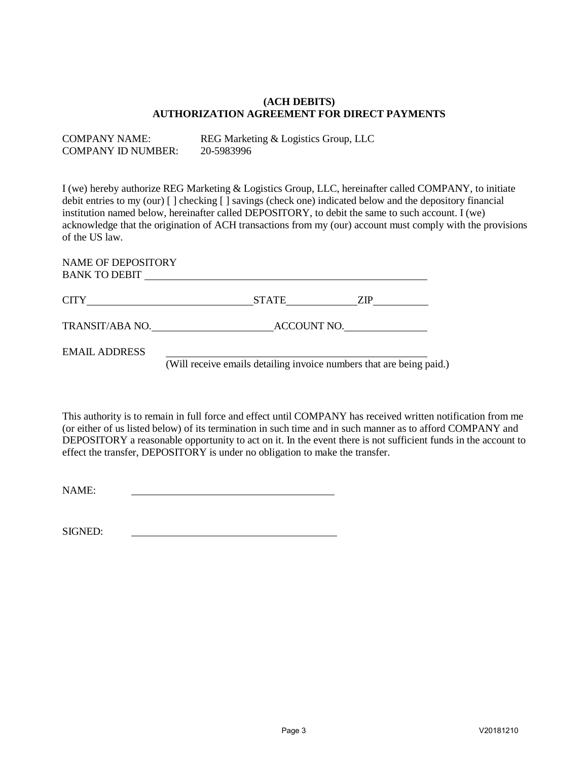## (ACH DEBITS)
## AUTHORIZATION AGREEMENT FOR DIRECT PAYMENTS

COMPANY NAME: REG Marketing & Logistics Group, LLC
COMPANY ID NUMBER: 20-5983996

I (we) hereby authorize REG Marketing & Logistics Group, LLC, hereinafter called COMPANY, to initiate debit entries to my (our) [ ] checking [ ] savings (check one) indicated below and the depository financial institution named below, hereinafter called DEPOSITORY, to debit the same to such account. I (we) acknowledge that the origination of ACH transactions from my (our) account must comply with the provisions of the US law.

NAME OF DEPOSITORY
BANK TO DEBIT ____________________________________________

CITY ______________________ STATE __________ ZIP ________

TRANSIT/ABA NO. __________________ ACCOUNT NO. ____________

EMAIL ADDRESS ____________________________________________
(Will receive emails detailing invoice numbers that are being paid.)

This authority is to remain in full force and effect until COMPANY has received written notification from me (or either of us listed below) of its termination in such time and in such manner as to afford COMPANY and DEPOSITORY a reasonable opportunity to act on it. In the event there is not sufficient funds in the account to effect the transfer, DEPOSITORY is under no obligation to make the transfer.

NAME: ______________________________

SIGNED: ______________________________